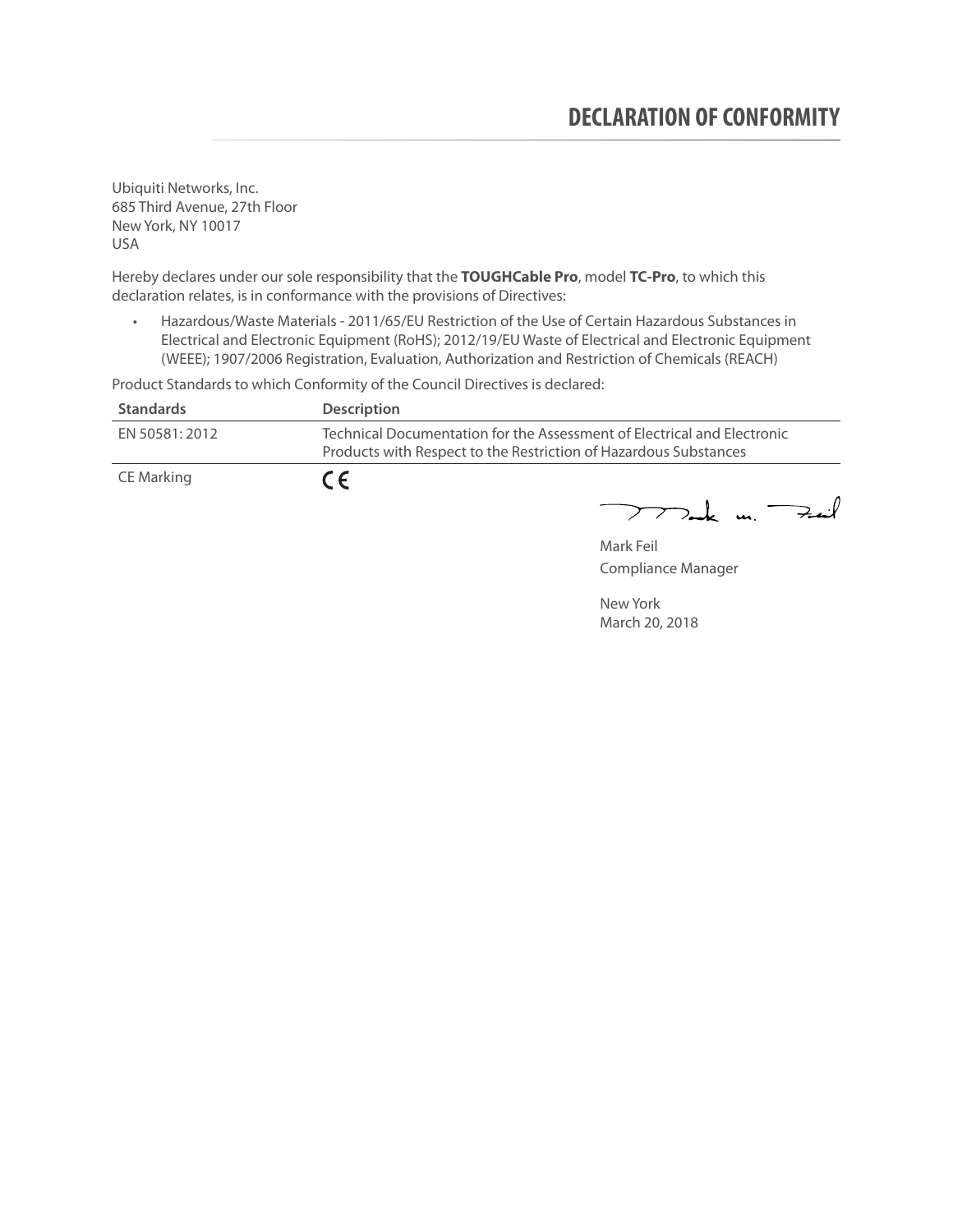# DECLARATION OF CONFORMITY

Ubiquiti Networks, Inc.
685 Third Avenue, 27th Floor
New York, NY 10017
USA

Hereby declares under our sole responsibility that the **TOUGHCable Pro**, model **TC-Pro**, to which this declaration relates, is in conformance with the provisions of Directives:

- Hazardous/Waste Materials - 2011/65/EU Restriction of the Use of Certain Hazardous Substances in Electrical and Electronic Equipment (RoHS); 2012/19/EU Waste of Electrical and Electronic Equipment (WEEE); 1907/2006 Registration, Evaluation, Authorization and Restriction of Chemicals (REACH)

Product Standards to which Conformity of the Council Directives is declared:

| Standards | Description |
| --- | --- |
| EN 50581: 2012 | Technical Documentation for the Assessment of Electrical and Electronic Products with Respect to the Restriction of Hazardous Substances |
| CE Marking | CE |

Mark Feil
Compliance Manager

New York
March 20, 2018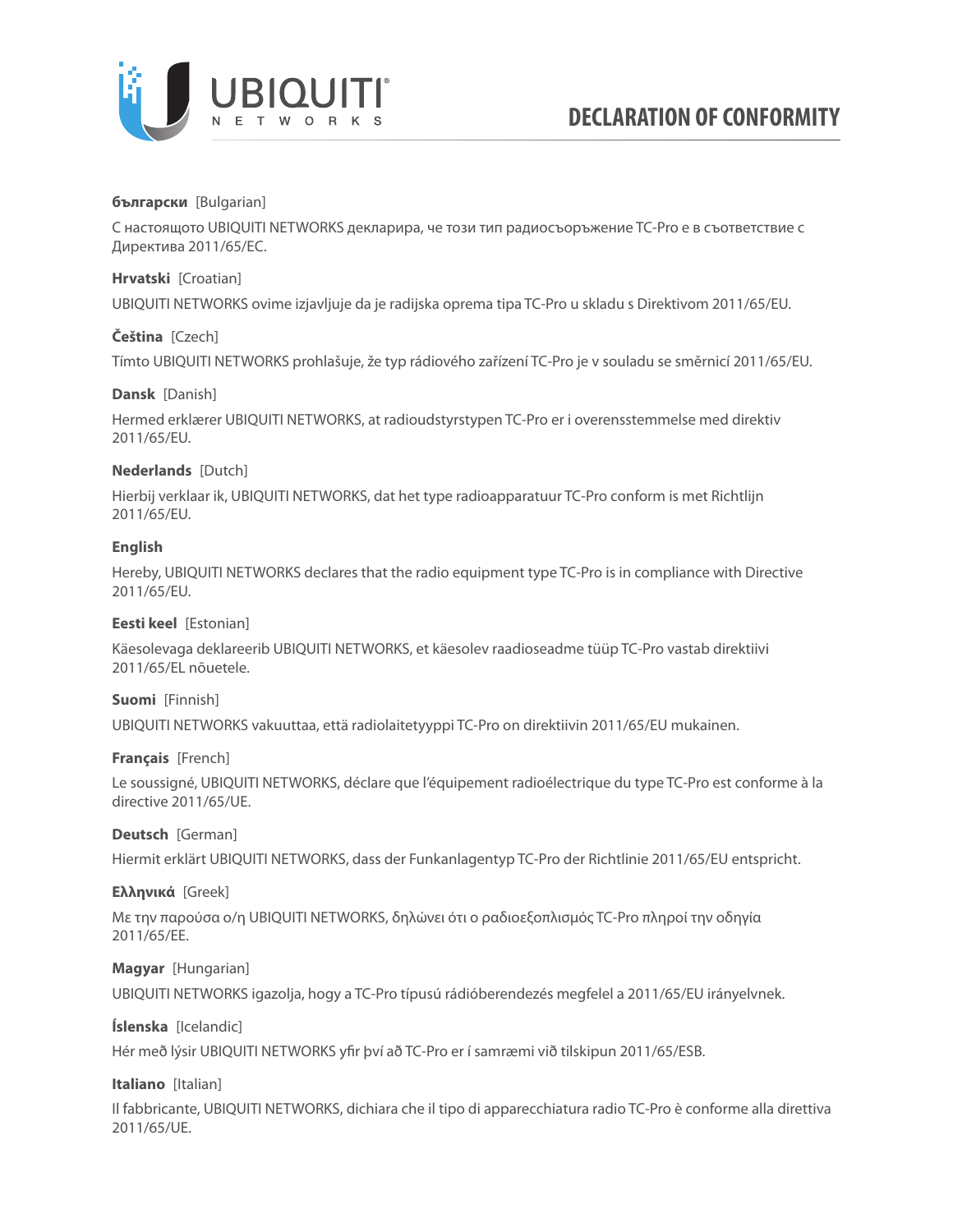# DECLARATION OF CONFORMITY

**български** [Bulgarian]

С настоящото UBIQUITI NETWORKS декларира, че този тип радиосъоръжение TC-Pro е в съответствие с Директива 2011/65/ЕС.

**Hrvatski** [Croatian]

UBIQUITI NETWORKS ovime izjavljuje da je radijska oprema tipa TC-Pro u skladu s Direktivom 2011/65/EU.

**Čeština** [Czech]

Tímto UBIQUITI NETWORKS prohlašuje, že typ rádiového zařízení TC-Pro je v souladu se směrnicí 2011/65/EU.

**Dansk** [Danish]

Hermed erklærer UBIQUITI NETWORKS, at radioudstyrstypen TC-Pro er i overensstemmelse med direktiv 2011/65/EU.

**Nederlands** [Dutch]

Hierbij verklaar ik, UBIQUITI NETWORKS, dat het type radioapparatuur TC-Pro conform is met Richtlijn 2011/65/EU.

**English**

Hereby, UBIQUITI NETWORKS declares that the radio equipment type TC-Pro is in compliance with Directive 2011/65/EU.

**Eesti keel** [Estonian]

Käesolevaga deklareerib UBIQUITI NETWORKS, et käesolev raadioseadme tüüp TC-Pro vastab direktiivi 2011/65/EL nõuetele.

**Suomi** [Finnish]

UBIQUITI NETWORKS vakuuttaa, että radiolaitetyyppi TC-Pro on direktiivin 2011/65/EU mukainen.

**Français** [French]

Le soussigné, UBIQUITI NETWORKS, déclare que l'équipement radioélectrique du type TC-Pro est conforme à la directive 2011/65/UE.

**Deutsch** [German]

Hiermit erklärt UBIQUITI NETWORKS, dass der Funkanlagentyp TC-Pro der Richtlinie 2011/65/EU entspricht.

**Ελληνικά** [Greek]

Με την παρούσα ο/η UBIQUITI NETWORKS, δηλώνει ότι ο ραδιοεξοπλισμός TC-Pro πληροί την οδηγία 2011/65/ΕΕ.

**Magyar** [Hungarian]

UBIQUITI NETWORKS igazolja, hogy a TC-Pro típusú rádióberendezés megfelel a 2011/65/EU irányelvnek.

**Íslenska** [Icelandic]

Hér með lýsir UBIQUITI NETWORKS yfir því að TC-Pro er í samræmi við tilskipun 2011/65/ESB.

**Italiano** [Italian]

Il fabbricante, UBIQUITI NETWORKS, dichiara che il tipo di apparecchiatura radio TC-Pro è conforme alla direttiva 2011/65/UE.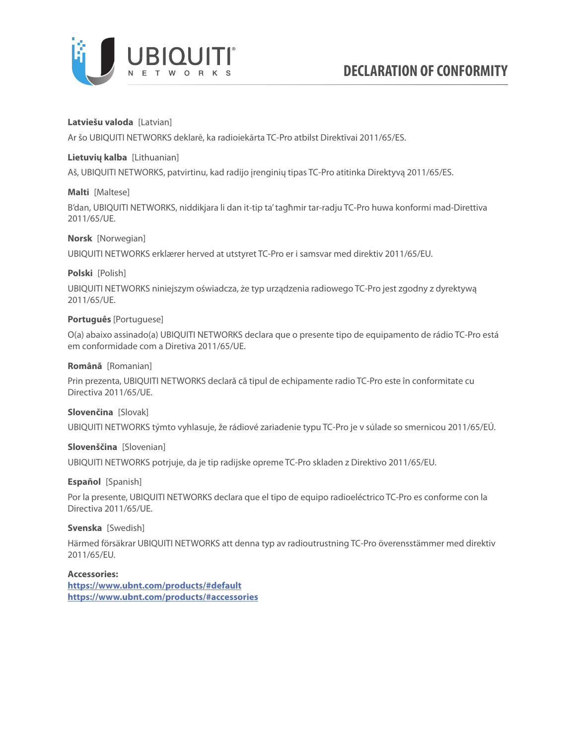**Latviešu valoda** [Latvian]

Ar šo UBIQUITI NETWORKS deklarē, ka radioiekārta TC-Pro atbilst Direktīvai 2011/65/ES.

**Lietuvių kalba** [Lithuanian]

Aš, UBIQUITI NETWORKS, patvirtinu, kad radijo įrenginių tipas TC-Pro atitinka Direktyvą 2011/65/ES.

**Malti** [Maltese]

B'dan, UBIQUITI NETWORKS, niddikjara li dan it-tip ta' tagħmir tar-radju TC-Pro huwa konformi mad-Direttiva 2011/65/UE.

**Norsk** [Norwegian]

UBIQUITI NETWORKS erklærer herved at utstyret TC-Pro er i samsvar med direktiv 2011/65/EU.

**Polski** [Polish]

UBIQUITI NETWORKS niniejszym oświadcza, że typ urządzenia radiowego TC-Pro jest zgodny z dyrektywą 2011/65/UE.

**Português** [Portuguese]

O(a) abaixo assinado(a) UBIQUITI NETWORKS declara que o presente tipo de equipamento de rádio TC-Pro está em conformidade com a Diretiva 2011/65/UE.

**Română** [Romanian]

Prin prezenta, UBIQUITI NETWORKS declară că tipul de echipamente radio TC-Pro este în conformitate cu Directiva 2011/65/UE.

**Slovenčina** [Slovak]

UBIQUITI NETWORKS týmto vyhlasuje, že rádiové zariadenie typu TC-Pro je v súlade so smernicou 2011/65/EÚ.

**Slovenščina** [Slovenian]

UBIQUITI NETWORKS potrjuje, da je tip radijske opreme TC-Pro skladen z Direktivo 2011/65/EU.

**Español** [Spanish]

Por la presente, UBIQUITI NETWORKS declara que el tipo de equipo radioeléctrico TC-Pro es conforme con la Directiva 2011/65/UE.

**Svenska** [Swedish]

Härmed försäkrar UBIQUITI NETWORKS att denna typ av radioutrustning TC-Pro överensstämmer med direktiv 2011/65/EU.

**Accessories:**
**https://www.ubnt.com/products/#default**
**https://www.ubnt.com/products/#accessories**